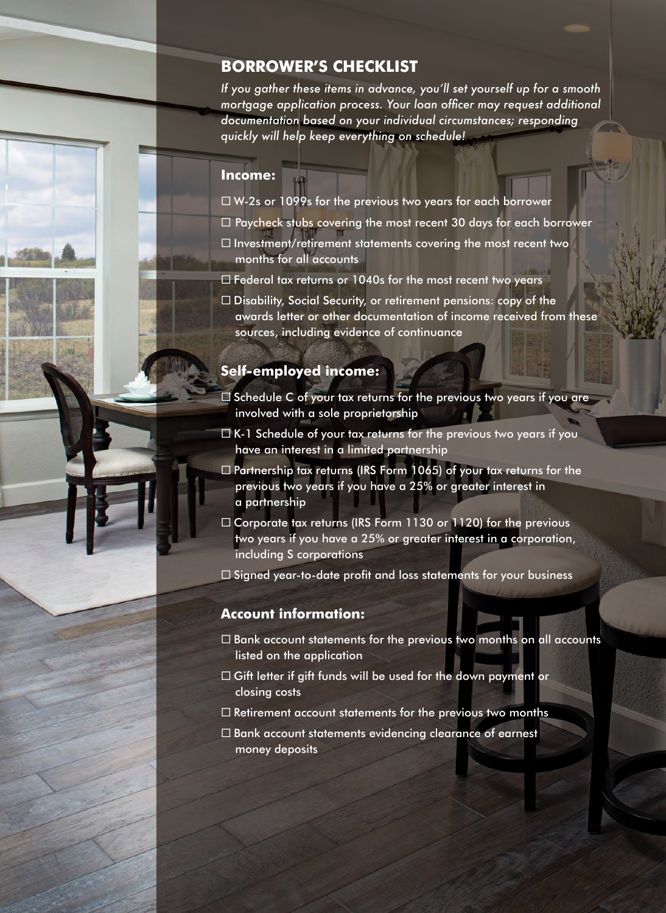# BORROWER'S CHECKLIST

*If you gather these items in advance, you'll set yourself up for a smooth mortgage application process. Your loan officer may request additional documentation based on your individual circumstances; responding quickly will help keep everything on schedule!*

### Income:

- ☐ W-2s or 1099s for the previous two years for each borrower
- ☐ Paycheck stubs covering the most recent 30 days for each borrower
- ☐ Investment/retirement statements covering the most recent two months for all accounts
- ☐ Federal tax returns or 1040s for the most recent two years
- ☐ Disability, Social Security, or retirement pensions: copy of the awards letter or other documentation of income received from these sources, including evidence of continuance

### Self-employed income:

- ☐ Schedule C of your tax returns for the previous two years if you are involved with a sole proprietorship
- ☐ K-1 Schedule of your tax returns for the previous two years if you have an interest in a limited partnership
- ☐ Partnership tax returns (IRS Form 1065) of your tax returns for the previous two years if you have a 25% or greater interest in a partnership
- ☐ Corporate tax returns (IRS Form 1130 or 1120) for the previous two years if you have a 25% or greater interest in a corporation, including S corporations
- ☐ Signed year-to-date profit and loss statements for your business

### Account information:

- ☐ Bank account statements for the previous two months on all accounts listed on the application
- ☐ Gift letter if gift funds will be used for the down payment or closing costs
- ☐ Retirement account statements for the previous two months
- ☐ Bank account statements evidencing clearance of earnest money deposits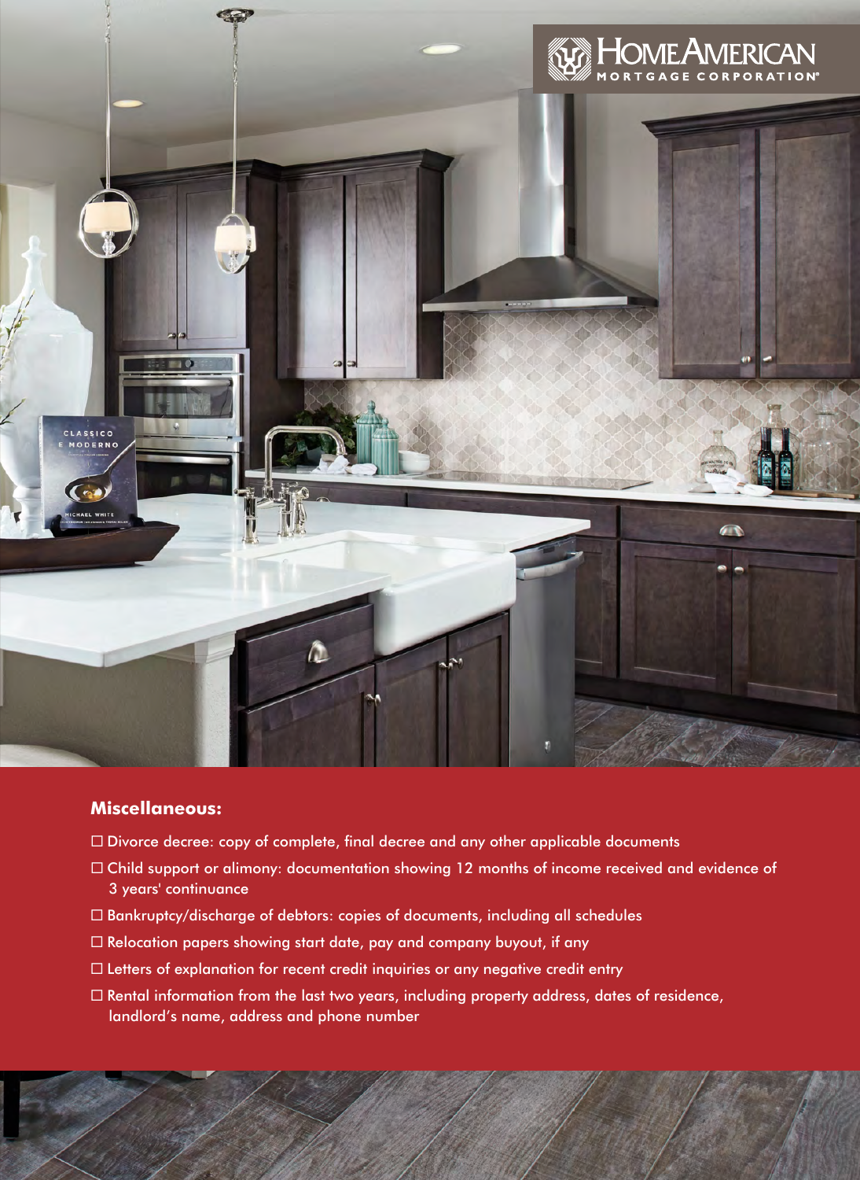HOMEAMERICAN MORTGAGE CORPORATION®

### Miscellaneous:

- ☐ Divorce decree: copy of complete, final decree and any other applicable documents
- ☐ Child support or alimony: documentation showing 12 months of income received and evidence of 3 years' continuance
- ☐ Bankruptcy/discharge of debtors: copies of documents, including all schedules
- ☐ Relocation papers showing start date, pay and company buyout, if any
- ☐ Letters of explanation for recent credit inquiries or any negative credit entry
- ☐ Rental information from the last two years, including property address, dates of residence, landlord's name, address and phone number